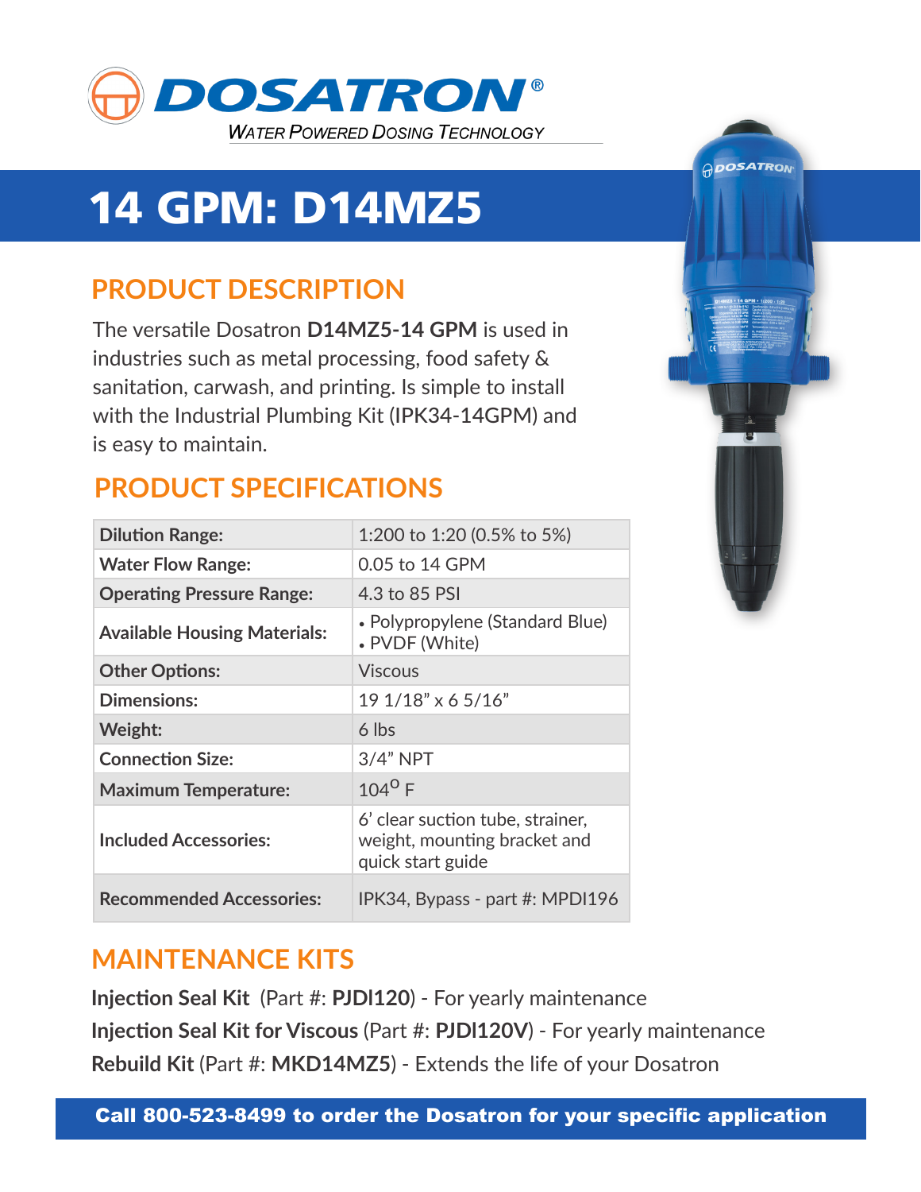DOSATRON®

WATER POWERED DOSING TECHNOLOGY

# 14 GPM: D14MZ5

## PRODUCT DESCRIPTION

The versatile Dosatron **D14MZ5-14 GPM** is used in industries such as metal processing, food safety & sanitation, carwash, and printing. Is simple to install with the Industrial Plumbing Kit (IPK34-14GPM) and is easy to maintain.

## PRODUCT SPECIFICATIONS

| | |
|---|---|
| **Dilution Range:** | 1:200 to 1:20 (0.5% to 5%) |
| **Water Flow Range:** | 0.05 to 14 GPM |
| **Operating Pressure Range:** | 4.3 to 85 PSI |
| **Available Housing Materials:** | • Polypropylene (Standard Blue)<br>• PVDF (White) |
| **Other Options:** | Viscous |
| **Dimensions:** | 19 1/18" x 6 5/16" |
| **Weight:** | 6 lbs |
| **Connection Size:** | 3/4" NPT |
| **Maximum Temperature:** | 104° F |
| **Included Accessories:** | 6' clear suction tube, strainer, weight, mounting bracket and quick start guide |
| **Recommended Accessories:** | IPK34, Bypass - part #: MPDI196 |

## MAINTENANCE KITS

**Injection Seal Kit** (Part #: **PJDI120**) - For yearly maintenance

**Injection Seal Kit for Viscous** (Part #: **PJDI120V**) - For yearly maintenance

**Rebuild Kit** (Part #: **MKD14MZ5**) - Extends the life of your Dosatron

**Call 800-523-8499 to order the Dosatron for your specific application**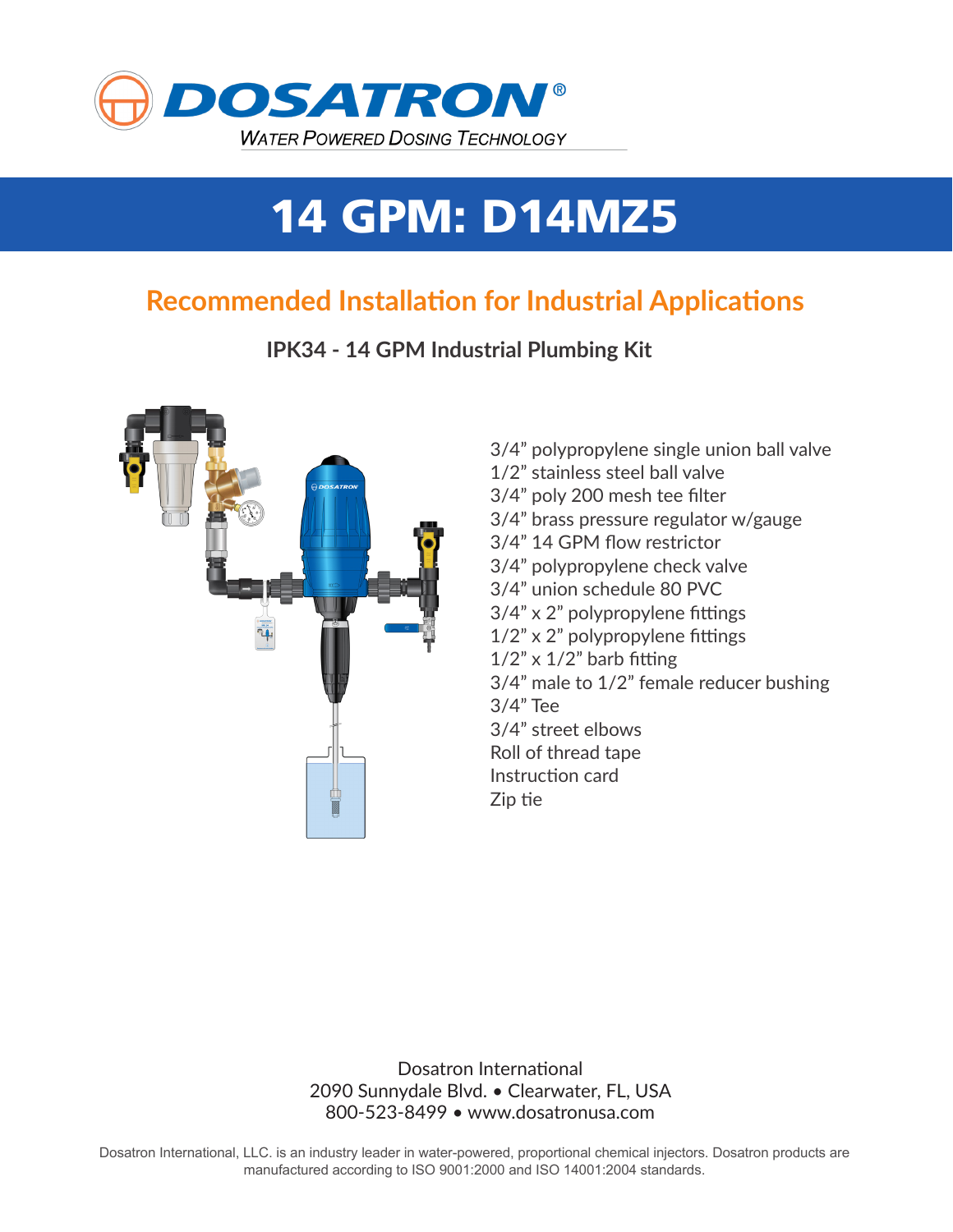DOSATRON®

WATER POWERED DOSING TECHNOLOGY

# 14 GPM: D14MZ5

## Recommended Installation for Industrial Applications

### IPK34 - 14 GPM Industrial Plumbing Kit

- 3/4” polypropylene single union ball valve
- 1/2” stainless steel ball valve
- 3/4” poly 200 mesh tee filter
- 3/4” brass pressure regulator w/gauge
- 3/4” 14 GPM flow restrictor
- 3/4” polypropylene check valve
- 3/4” union schedule 80 PVC
- 3/4” x 2” polypropylene fittings
- 1/2” x 2” polypropylene fittings
- 1/2” x 1/2” barb fitting
- 3/4” male to 1/2” female reducer bushing
- 3/4” Tee
- 3/4” street elbows
- Roll of thread tape
- Instruction card
- Zip tie

Dosatron International
2090 Sunnydale Blvd. • Clearwater, FL, USA
800-523-8499 • www.dosatronusa.com

Dosatron International, LLC. is an industry leader in water-powered, proportional chemical injectors. Dosatron products are manufactured according to ISO 9001:2000 and ISO 14001:2004 standards.